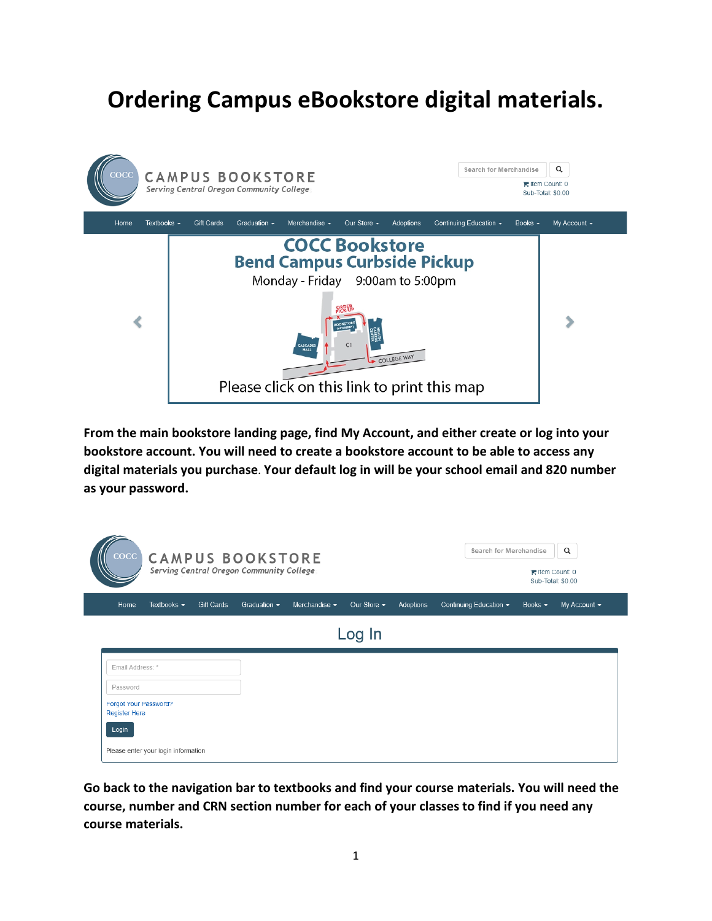# Ordering Campus eBookstore digital materials.

**From the main bookstore landing page, find My Account, and either create or log into your bookstore account. You will need to create a bookstore account to be able to access any digital materials you purchase. Your default log in will be your school email and 820 number as your password.**

**Go back to the navigation bar to textbooks and find your course materials. You will need the course, number and CRN section number for each of your classes to find if you need any course materials.**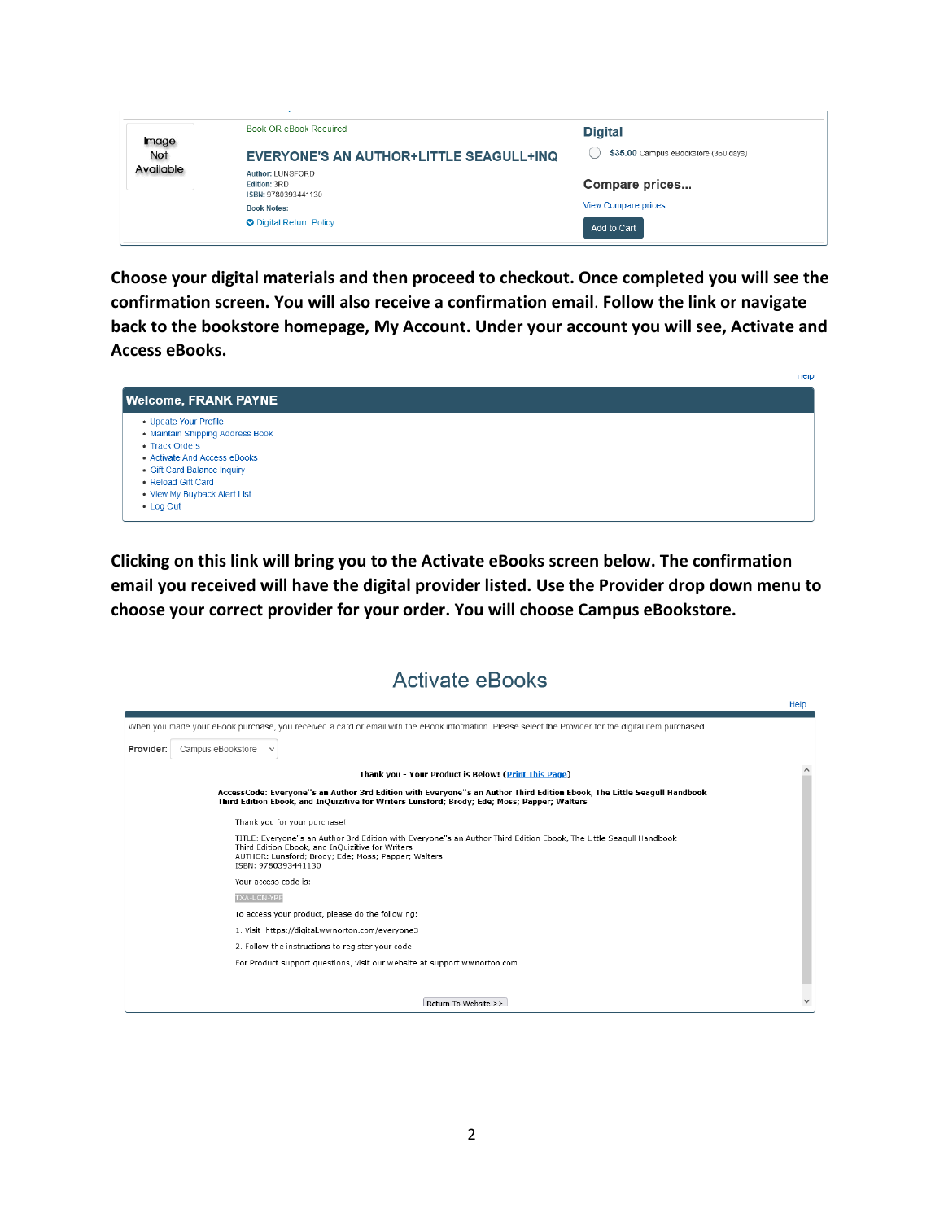Book OR eBook Required

EVERYONE'S AN AUTHOR+LITTLE SEAGULL+INQ

Author: LUNSFORD
Edition: 3RD
ISBN: 9780393441130
Book Notes:
Digital Return Policy

Digital

$35.00 Campus eBookstore (360 days)

Compare prices...

View Compare prices...

Add to Cart

**Choose your digital materials and then proceed to checkout. Once completed you will see the confirmation screen. You will also receive a confirmation email. Follow the link or navigate back to the bookstore homepage, My Account. Under your account you will see, Activate and Access eBooks.**

Welcome, FRANK PAYNE

- Update Your Profile
- Maintain Shipping Address Book
- Track Orders
- Activate And Access eBooks
- Gift Card Balance Inquiry
- Reload Gift Card
- View My Buyback Alert List
- Log Out

**Clicking on this link will bring you to the Activate eBooks screen below. The confirmation email you received will have the digital provider listed. Use the Provider drop down menu to choose your correct provider for your order. You will choose Campus eBookstore.**

Activate eBooks

Help

When you made your eBook purchase, you received a card or email with the eBook information. Please select the Provider for the digital item purchased.

Provider: Campus eBookstore

**Thank you - Your Product is Below! (Print This Page)**

**AccessCode: Everyone"s an Author 3rd Edition with Everyone"s an Author Third Edition Ebook, The Little Seagull Handbook Third Edition Ebook, and InQuizitive for Writers Lunsford; Brody; Ede; Moss; Papper; Walters**

Thank you for your purchase!

TITLE: Everyone"s an Author 3rd Edition with Everyone"s an Author Third Edition Ebook, The Little Seagull Handbook Third Edition Ebook, and InQuizitive for Writers
AUTHOR: Lunsford; Brody; Ede; Moss; Papper; Walters
ISBN: 9780393441130

Your access code is:

TXA-LCN-YRF

To access your product, please do the following:

1. Visit https://digital.wwnorton.com/everyone3
2. Follow the instructions to register your code.

For Product support questions, visit our website at support.wwnorton.com

Return To Website >>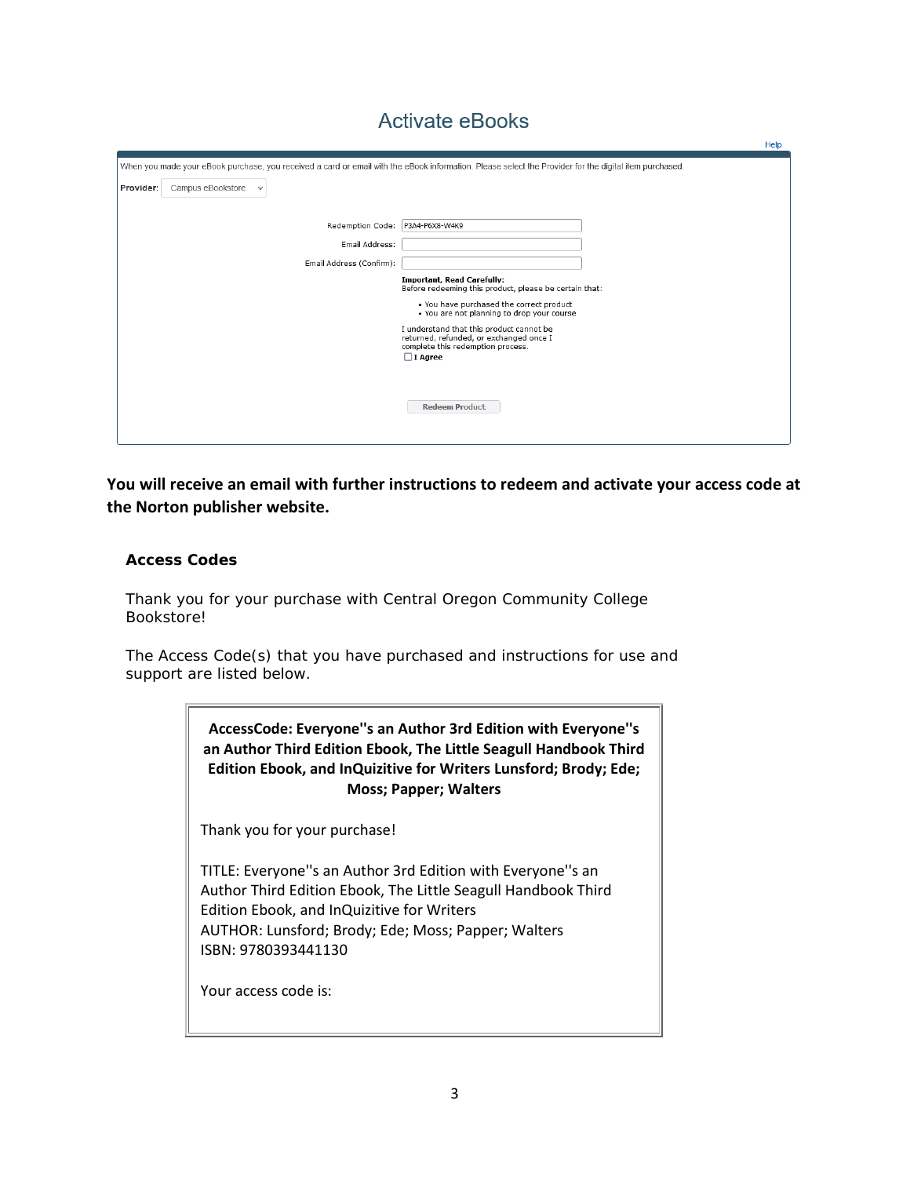## Activate eBooks

Help

When you made your eBook purchase, you received a card or email with the eBook information. Please select the Provider for the digital item purchased.

**Provider:** Campus eBookstore

Redemption Code: P3A4-P6X8-W4K9

Email Address:

Email Address (Confirm):

**Important, Read Carefully:**
Before redeeming this product, please be certain that:

- You have purchased the correct product
- You are not planning to drop your course

I understand that this product cannot be returned, refunded, or exchanged once I complete this redemption process.

☐ **I Agree**

**Redeem Product**

**You will receive an email with further instructions to redeem and activate your access code at the Norton publisher website.**

### Access Codes

Thank you for your purchase with Central Oregon Community College Bookstore!

The Access Code(s) that you have purchased and instructions for use and support are listed below.

**AccessCode: Everyone''s an Author 3rd Edition with Everyone''s an Author Third Edition Ebook, The Little Seagull Handbook Third Edition Ebook, and InQuizitive for Writers Lunsford; Brody; Ede; Moss; Papper; Walters**

Thank you for your purchase!

TITLE: Everyone''s an Author 3rd Edition with Everyone''s an Author Third Edition Ebook, The Little Seagull Handbook Third Edition Ebook, and InQuizitive for Writers
AUTHOR: Lunsford; Brody; Ede; Moss; Papper; Walters
ISBN: 9780393441130

Your access code is: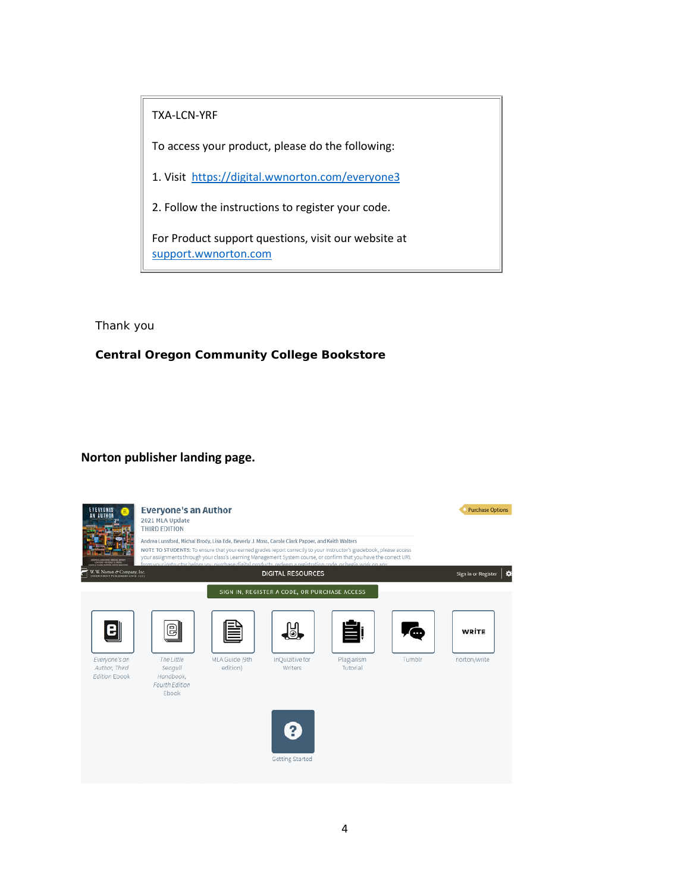TXA-LCN-YRF

To access your product, please do the following:

1. Visit https://digital.wwnorton.com/everyone3

2. Follow the instructions to register your code.

For Product support questions, visit our website at support.wwnorton.com

Thank you

**Central Oregon Community College Bookstore**

**Norton publisher landing page.**

Everyone's an Author

2021 MLA Update

THIRD EDITION

Andrea Lunsford, Michal Brody, Lisa Ede, Beverly J. Moss, Carole Clark Papper, and Keith Walters

NOTE TO STUDENTS: To ensure that your earned grades report correctly to your instructor's gradebook, please access your assignments through your class's Learning Management System course, or confirm that you have the correct URL from your instructor before you purchase digital products, redeem a registration code, or begin work on any

Purchase Options

W. W. Norton & Company, Inc.

DIGITAL RESOURCES

Sign in or Register

SIGN IN, REGISTER A CODE, OR PURCHASE ACCESS

- *Everyone's an Author, Third Edition* Ebook
- *The Little Seagull Handbook, Fourth Edition* Ebook
- MLA Guide (9th edition)
- InQuizitive for Writers
- Plagiarism Tutorial
- Tumblr
- norton/write
- Getting Started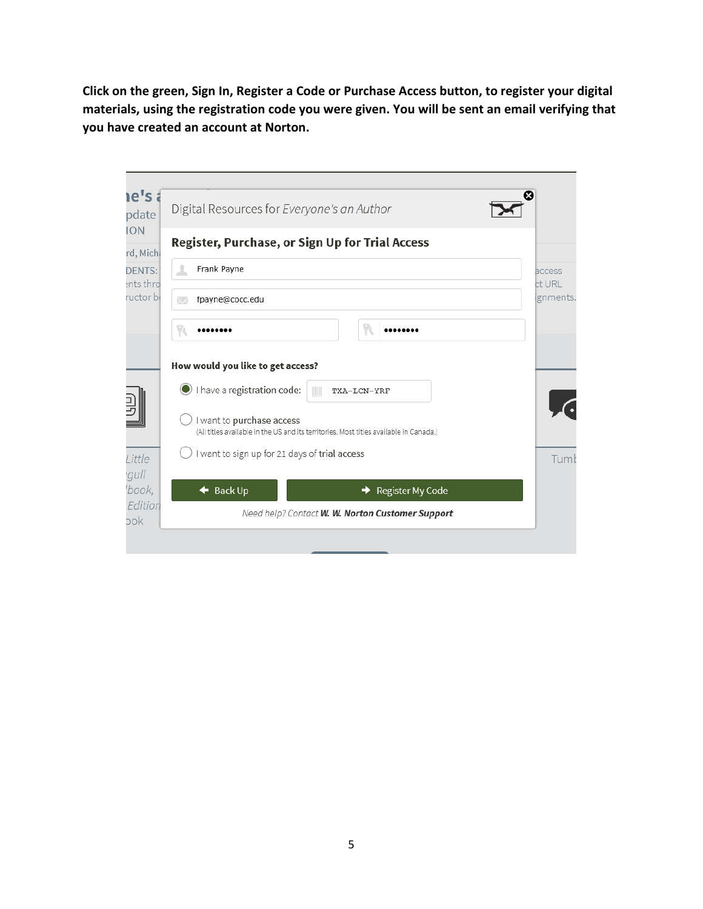**Click on the green, Sign In, Register a Code or Purchase Access button, to register your digital materials, using the registration code you were given. You will be sent an email verifying that you have created an account at Norton.**

Digital Resources for *Everyone's an Author*

**Register, Purchase, or Sign Up for Trial Access**

Frank Payne

fpayne@cocc.edu

••••••••  ••••••••

**How would you like to get access?**

- I have a registration code: TXA-LCN-YRF
- I want to purchase access
  (All titles available in the US and its territories. Most titles available in Canada.)
- I want to sign up for 21 days of trial access

Back Up | Register My Code

*Need help? Contact **W. W. Norton Customer Support***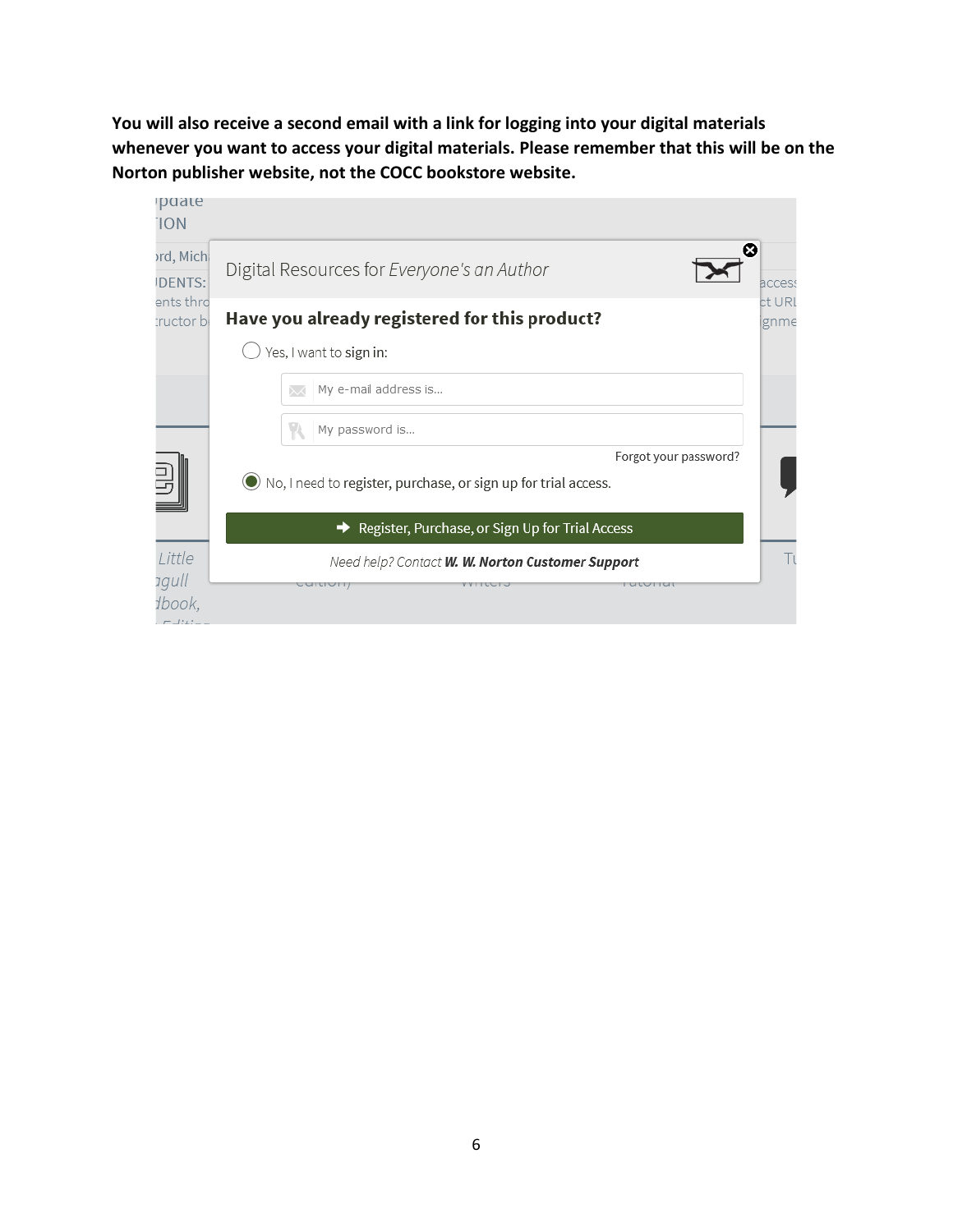**You will also receive a second email with a link for logging into your digital materials whenever you want to access your digital materials. Please remember that this will be on the Norton publisher website, not the COCC bookstore website.**

Digital Resources for *Everyone's an Author*

**Have you already registered for this product?**

Yes, I want to sign in:

My e-mail address is...

My password is...

Forgot your password?

No, I need to register, purchase, or sign up for trial access.

Register, Purchase, or Sign Up for Trial Access

*Need help? Contact* ***W. W. Norton Customer Support***